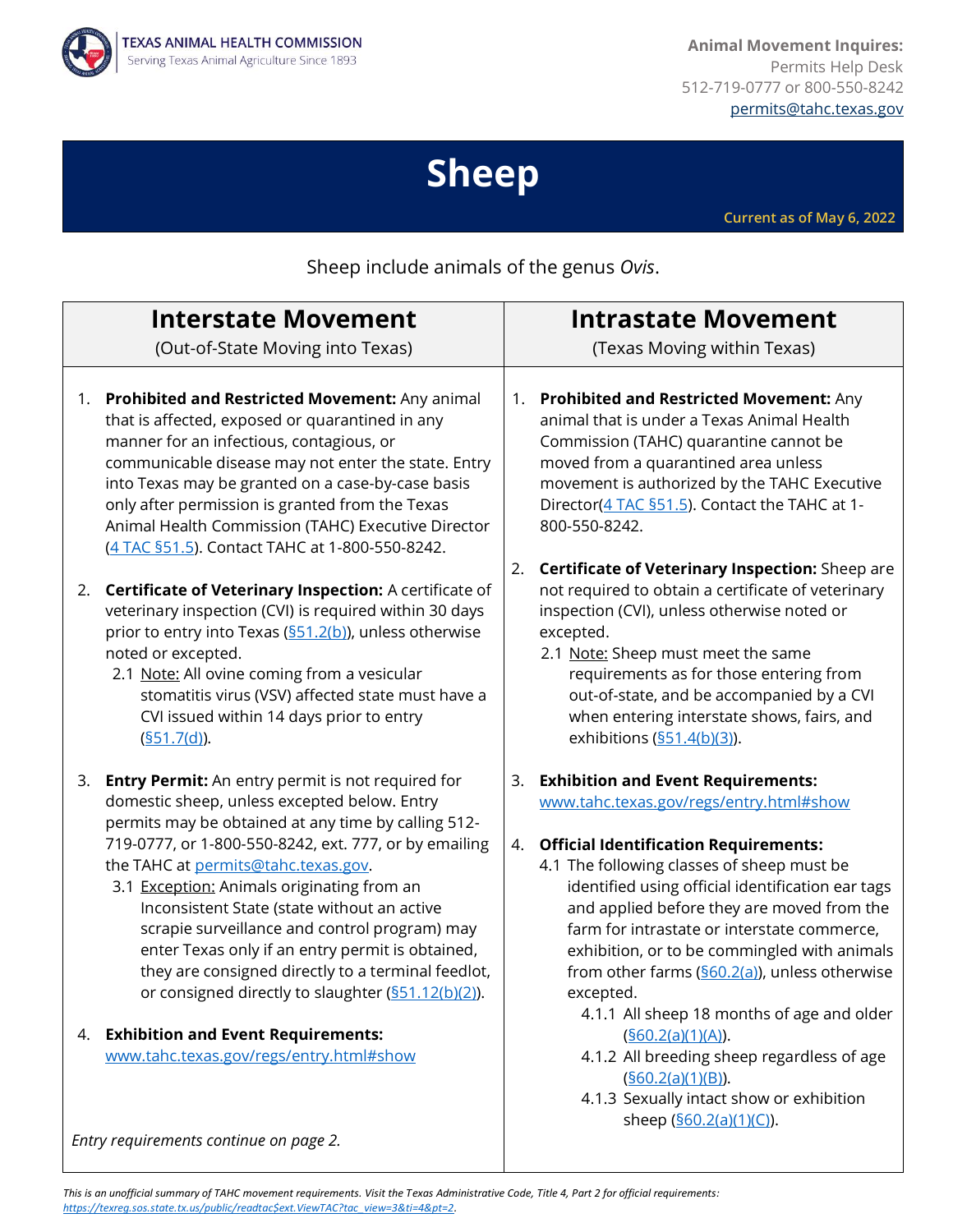TEXAS ANIMAL HEALTH COMMISSION
Serving Texas Animal Agriculture Since 1893

**Animal Movement Inquires:**
Permits Help Desk
512-719-0777 or 800-550-8242
permits@tahc.texas.gov

# Sheep

Current as of May 6, 2022

Sheep include animals of the genus *Ovis*.

## Interstate Movement

(Out-of-State Moving into Texas)

1. **Prohibited and Restricted Movement:** Any animal that is affected, exposed or quarantined in any manner for an infectious, contagious, or communicable disease may not enter the state. Entry into Texas may be granted on a case-by-case basis only after permission is granted from the Texas Animal Health Commission (TAHC) Executive Director (4 TAC §51.5). Contact TAHC at 1-800-550-8242.

2. **Certificate of Veterinary Inspection:** A certificate of veterinary inspection (CVI) is required within 30 days prior to entry into Texas (§51.2(b)), unless otherwise noted or excepted.
   - 2.1 Note: All ovine coming from a vesicular stomatitis virus (VSV) affected state must have a CVI issued within 14 days prior to entry (§51.7(d)).

3. **Entry Permit:** An entry permit is not required for domestic sheep, unless excepted below. Entry permits may be obtained at any time by calling 512-719-0777, or 1-800-550-8242, ext. 777, or by emailing the TAHC at permits@tahc.texas.gov.
   - 3.1 Exception: Animals originating from an Inconsistent State (state without an active scrapie surveillance and control program) may enter Texas only if an entry permit is obtained, they are consigned directly to a terminal feedlot, or consigned directly to slaughter (§51.12(b)(2)).

4. **Exhibition and Event Requirements:** www.tahc.texas.gov/regs/entry.html#show

*Entry requirements continue on page 2.*

## Intrastate Movement

(Texas Moving within Texas)

1. **Prohibited and Restricted Movement:** Any animal that is under a Texas Animal Health Commission (TAHC) quarantine cannot be moved from a quarantined area unless movement is authorized by the TAHC Executive Director(4 TAC §51.5). Contact the TAHC at 1-800-550-8242.

2. **Certificate of Veterinary Inspection:** Sheep are not required to obtain a certificate of veterinary inspection (CVI), unless otherwise noted or excepted.
   - 2.1 Note: Sheep must meet the same requirements as for those entering from out-of-state, and be accompanied by a CVI when entering interstate shows, fairs, and exhibitions (§51.4(b)(3)).

3. **Exhibition and Event Requirements:** www.tahc.texas.gov/regs/entry.html#show

4. **Official Identification Requirements:**
   - 4.1 The following classes of sheep must be identified using official identification ear tags and applied before they are moved from the farm for intrastate or interstate commerce, exhibition, or to be commingled with animals from other farms (§60.2(a)), unless otherwise excepted.
     - 4.1.1 All sheep 18 months of age and older (§60.2(a)(1)(A)).
     - 4.1.2 All breeding sheep regardless of age (§60.2(a)(1)(B)).
     - 4.1.3 Sexually intact show or exhibition sheep (§60.2(a)(1)(C)).

*This is an unofficial summary of TAHC movement requirements. Visit the Texas Administrative Code, Title 4, Part 2 for official requirements: https://texreg.sos.state.tx.us/public/readtac$ext.ViewTAC?tac_view=3&ti=4&pt=2.*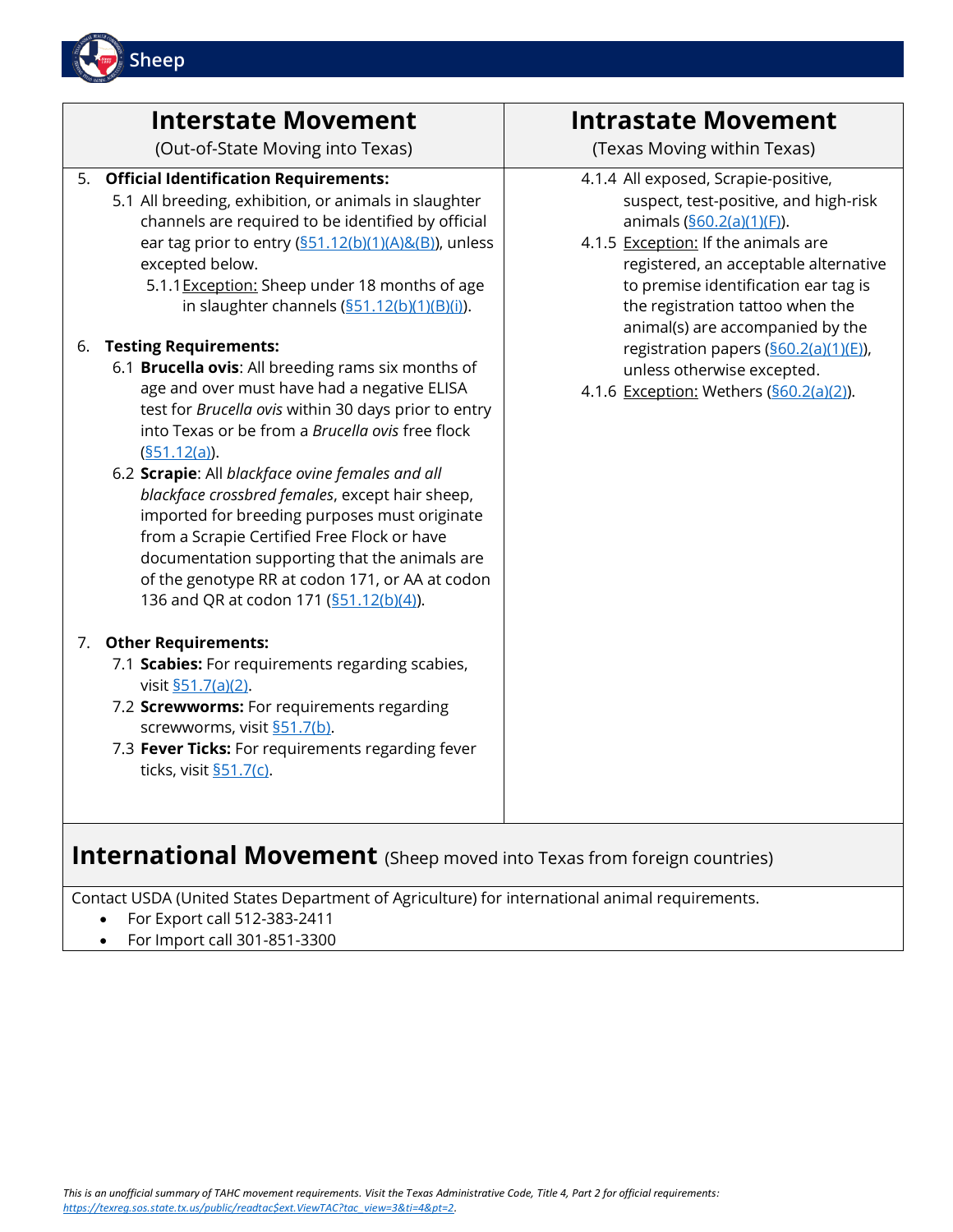## Sheep

| Interstate Movement (Out-of-State Moving into Texas) | Intrastate Movement (Texas Moving within Texas) |
|---|---|
| 5. **Official Identification Requirements:**<br>5.1 All breeding, exhibition, or animals in slaughter channels are required to be identified by official ear tag prior to entry (§51.12(b)(1)(A)&(B)), unless excepted below.<br>5.1.1 Exception: Sheep under 18 months of age in slaughter channels (§51.12(b)(1)(B)(i)).<br><br>6. **Testing Requirements:**<br>6.1 **Brucella ovis**: All breeding rams six months of age and over must have had a negative ELISA test for *Brucella ovis* within 30 days prior to entry into Texas or be from a *Brucella ovis* free flock (§51.12(a)).<br>6.2 **Scrapie**: All *blackface ovine females and all blackface crossbred females*, except hair sheep, imported for breeding purposes must originate from a Scrapie Certified Free Flock or have documentation supporting that the animals are of the genotype RR at codon 171, or AA at codon 136 and QR at codon 171 (§51.12(b)(4)).<br><br>7. **Other Requirements:**<br>7.1 **Scabies:** For requirements regarding scabies, visit §51.7(a)(2).<br>7.2 **Screwworms:** For requirements regarding screwworms, visit §51.7(b).<br>7.3 **Fever Ticks:** For requirements regarding fever ticks, visit §51.7(c). | 4.1.4 All exposed, Scrapie-positive, suspect, test-positive, and high-risk animals (§60.2(a)(1)(F)).<br>4.1.5 Exception: If the animals are registered, an acceptable alternative to premise identification ear tag is the registration tattoo when the animal(s) are accompanied by the registration papers (§60.2(a)(1)(E)), unless otherwise excepted.<br>4.1.6 Exception: Wethers (§60.2(a)(2)). |

## International Movement (Sheep moved into Texas from foreign countries)

Contact USDA (United States Department of Agriculture) for international animal requirements.

- For Export call 512-383-2411
- For Import call 301-851-3300

*This is an unofficial summary of TAHC movement requirements. Visit the Texas Administrative Code, Title 4, Part 2 for official requirements: https://texreg.sos.state.tx.us/public/readtac$ext.ViewTAC?tac_view=3&ti=4&pt=2.*